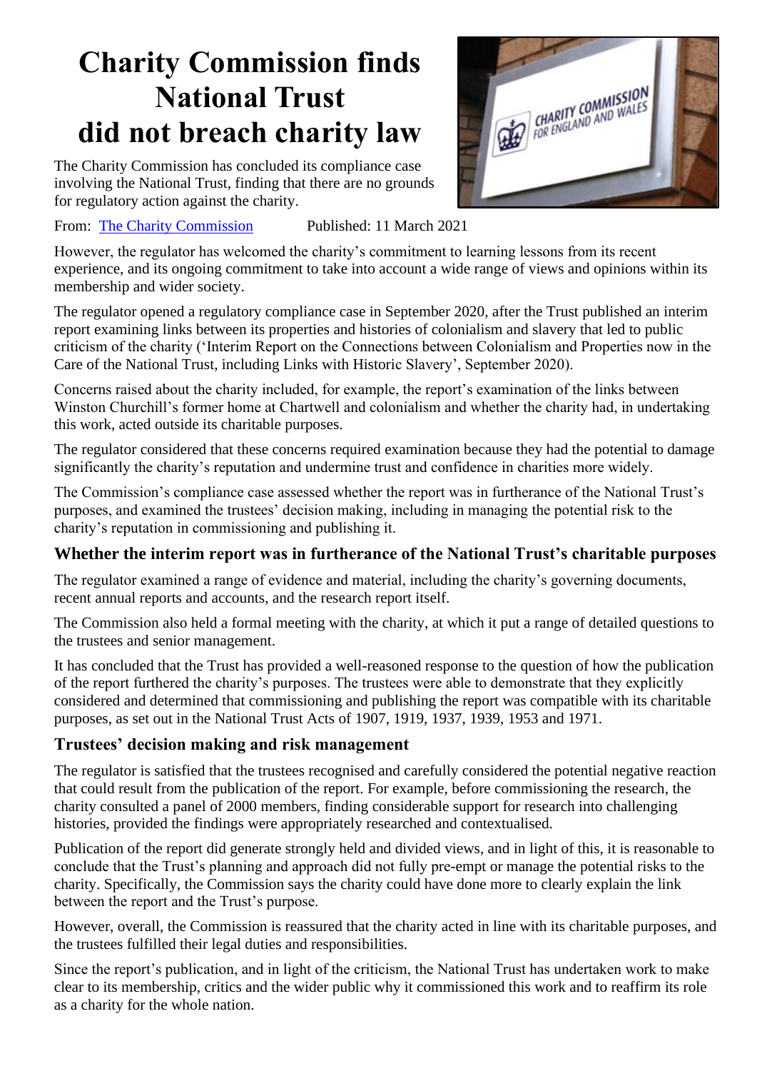# Charity Commission finds National Trust did not breach charity law

The Charity Commission has concluded its compliance case involving the National Trust, finding that there are no grounds for regulatory action against the charity.

From: [The Charity Commission](#) Published: 11 March 2021

However, the regulator has welcomed the charity's commitment to learning lessons from its recent experience, and its ongoing commitment to take into account a wide range of views and opinions within its membership and wider society.

The regulator opened a regulatory compliance case in September 2020, after the Trust published an interim report examining links between its properties and histories of colonialism and slavery that led to public criticism of the charity ('Interim Report on the Connections between Colonialism and Properties now in the Care of the National Trust, including Links with Historic Slavery', September 2020).

Concerns raised about the charity included, for example, the report's examination of the links between Winston Churchill's former home at Chartwell and colonialism and whether the charity had, in undertaking this work, acted outside its charitable purposes.

The regulator considered that these concerns required examination because they had the potential to damage significantly the charity's reputation and undermine trust and confidence in charities more widely.

The Commission's compliance case assessed whether the report was in furtherance of the National Trust's purposes, and examined the trustees' decision making, including in managing the potential risk to the charity's reputation in commissioning and publishing it.

## Whether the interim report was in furtherance of the National Trust's charitable purposes

The regulator examined a range of evidence and material, including the charity's governing documents, recent annual reports and accounts, and the research report itself.

The Commission also held a formal meeting with the charity, at which it put a range of detailed questions to the trustees and senior management.

It has concluded that the Trust has provided a well-reasoned response to the question of how the publication of the report furthered the charity's purposes. The trustees were able to demonstrate that they explicitly considered and determined that commissioning and publishing the report was compatible with its charitable purposes, as set out in the National Trust Acts of 1907, 1919, 1937, 1939, 1953 and 1971.

## Trustees' decision making and risk management

The regulator is satisfied that the trustees recognised and carefully considered the potential negative reaction that could result from the publication of the report. For example, before commissioning the research, the charity consulted a panel of 2000 members, finding considerable support for research into challenging histories, provided the findings were appropriately researched and contextualised.

Publication of the report did generate strongly held and divided views, and in light of this, it is reasonable to conclude that the Trust's planning and approach did not fully pre-empt or manage the potential risks to the charity. Specifically, the Commission says the charity could have done more to clearly explain the link between the report and the Trust's purpose.

However, overall, the Commission is reassured that the charity acted in line with its charitable purposes, and the trustees fulfilled their legal duties and responsibilities.

Since the report's publication, and in light of the criticism, the National Trust has undertaken work to make clear to its membership, critics and the wider public why it commissioned this work and to reaffirm its role as a charity for the whole nation.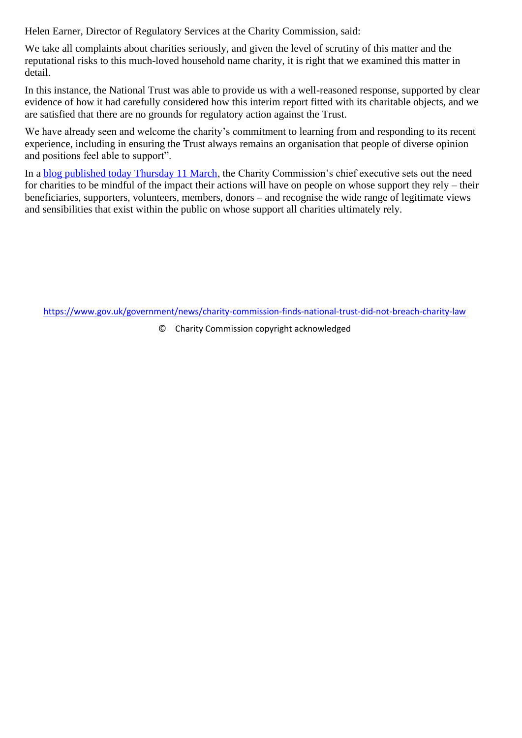Helen Earner, Director of Regulatory Services at the Charity Commission, said:

We take all complaints about charities seriously, and given the level of scrutiny of this matter and the reputational risks to this much-loved household name charity, it is right that we examined this matter in detail.

In this instance, the National Trust was able to provide us with a well-reasoned response, supported by clear evidence of how it had carefully considered how this interim report fitted with its charitable objects, and we are satisfied that there are no grounds for regulatory action against the Trust.

We have already seen and welcome the charity's commitment to learning from and responding to its recent experience, including in ensuring the Trust always remains an organisation that people of diverse opinion and positions feel able to support".

In a [blog published today Thursday 11 March](), the Charity Commission's chief executive sets out the need for charities to be mindful of the impact their actions will have on people on whose support they rely – their beneficiaries, supporters, volunteers, members, donors – and recognise the wide range of legitimate views and sensibilities that exist within the public on whose support all charities ultimately rely.

https://www.gov.uk/government/news/charity-commission-finds-national-trust-did-not-breach-charity-law

© Charity Commission copyright acknowledged